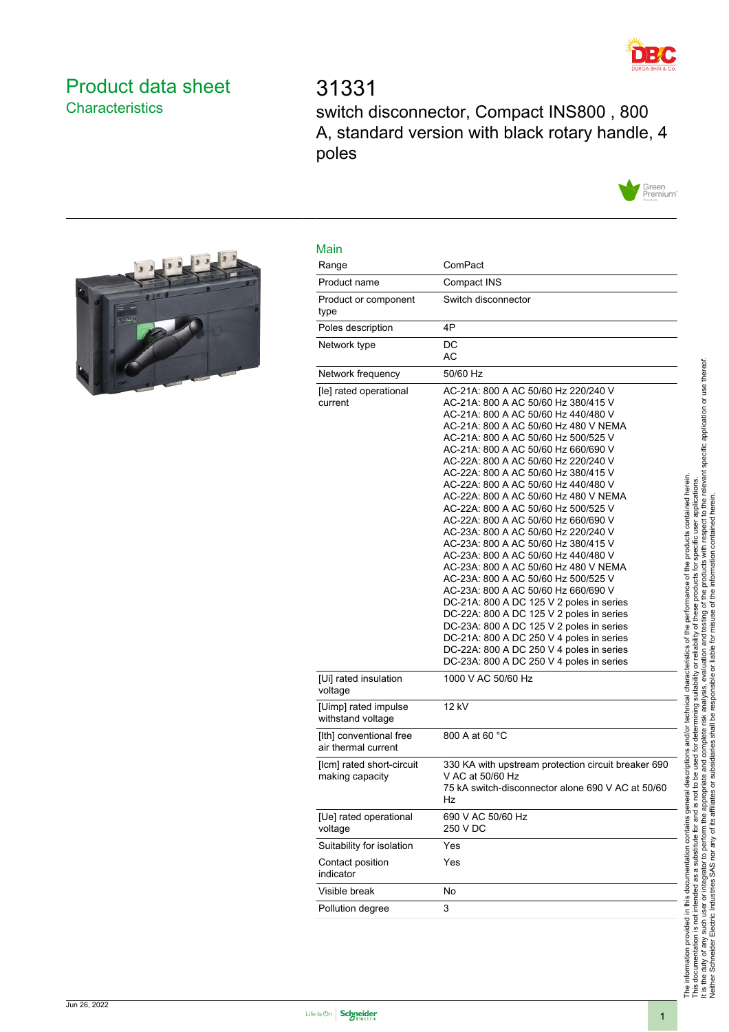# Product data sheet
## Characteristics

# 31331

switch disconnector, Compact INS800 , 800 A, standard version with black rotary handle, 4 poles

## Main

| | |
|---|---|
| Range | ComPact |
| Product name | Compact INS |
| Product or component type | Switch disconnector |
| Poles description | 4P |
| Network type | DC<br>AC |
| Network frequency | 50/60 Hz |
| [Ie] rated operational current | AC-21A: 800 A AC 50/60 Hz 220/240 V<br>AC-21A: 800 A AC 50/60 Hz 380/415 V<br>AC-21A: 800 A AC 50/60 Hz 440/480 V<br>AC-21A: 800 A AC 50/60 Hz 480 V NEMA<br>AC-21A: 800 A AC 50/60 Hz 500/525 V<br>AC-21A: 800 A AC 50/60 Hz 660/690 V<br>AC-22A: 800 A AC 50/60 Hz 220/240 V<br>AC-22A: 800 A AC 50/60 Hz 380/415 V<br>AC-22A: 800 A AC 50/60 Hz 440/480 V<br>AC-22A: 800 A AC 50/60 Hz 480 V NEMA<br>AC-22A: 800 A AC 50/60 Hz 500/525 V<br>AC-22A: 800 A AC 50/60 Hz 660/690 V<br>AC-23A: 800 A AC 50/60 Hz 220/240 V<br>AC-23A: 800 A AC 50/60 Hz 380/415 V<br>AC-23A: 800 A AC 50/60 Hz 440/480 V<br>AC-23A: 800 A AC 50/60 Hz 480 V NEMA<br>AC-23A: 800 A AC 50/60 Hz 500/525 V<br>AC-23A: 800 A AC 50/60 Hz 660/690 V<br>DC-21A: 800 A DC 125 V 2 poles in series<br>DC-22A: 800 A DC 125 V 2 poles in series<br>DC-23A: 800 A DC 125 V 2 poles in series<br>DC-21A: 800 A DC 250 V 4 poles in series<br>DC-22A: 800 A DC 250 V 4 poles in series<br>DC-23A: 800 A DC 250 V 4 poles in series |
| [Ui] rated insulation voltage | 1000 V AC 50/60 Hz |
| [Uimp] rated impulse withstand voltage | 12 kV |
| [Ith] conventional free air thermal current | 800 A at 60 °C |
| [Icm] rated short-circuit making capacity | 330 KA with upstream protection circuit breaker 690 V AC at 50/60 Hz<br>75 kA switch-disconnector alone 690 V AC at 50/60 Hz |
| [Ue] rated operational voltage | 690 V AC 50/60 Hz<br>250 V DC |
| Suitability for isolation | Yes |
| Contact position indicator | Yes |
| Visible break | No |
| Pollution degree | 3 |

The information provided in this documentation contains general descriptions and/or technical characteristics of the performance of the products contained herein.
This documentation is not intended as a substitute for and is not to be used for determining suitability or reliability of these products for specific user applications.
It is the duty of any such user or integrator to perform the appropriate and complete risk analysis, evaluation and testing of the products with respect to the relevant specific application or use thereof.
Neither Schneider Electric Industries SAS nor any of its affiliates or subsidiaries shall be responsible or liable for misuse of the information contained herein.

Jun 26, 2022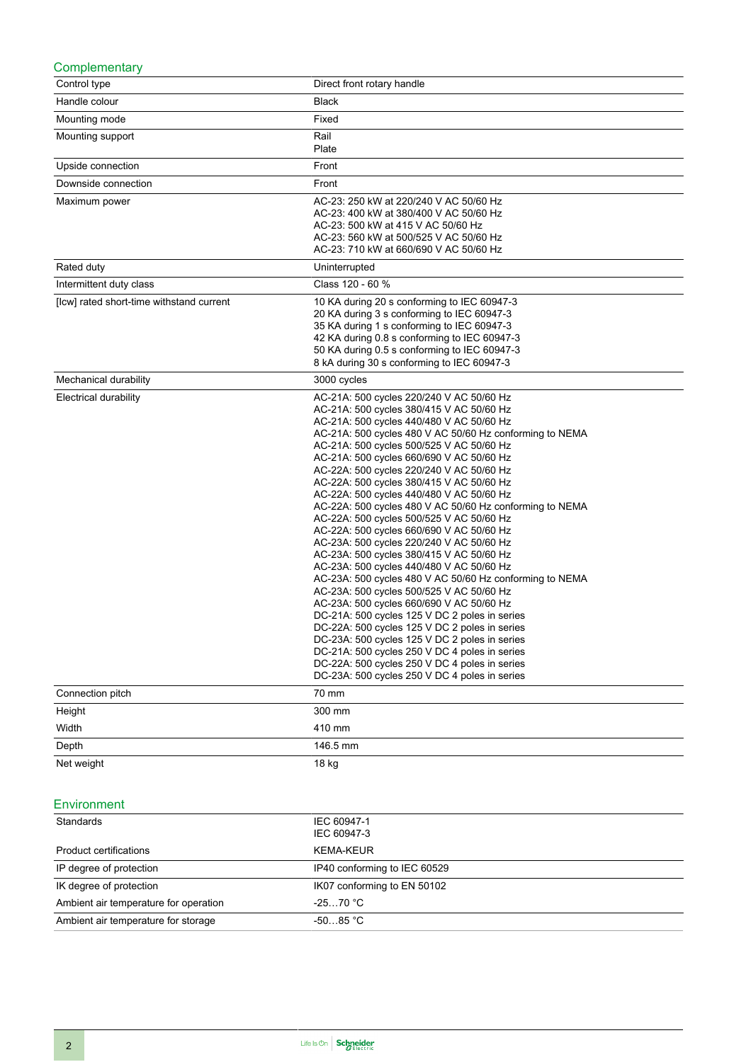## Complementary

| | |
|---|---|
| Control type | Direct front rotary handle |
| Handle colour | Black |
| Mounting mode | Fixed |
| Mounting support | Rail<br>Plate |
| Upside connection | Front |
| Downside connection | Front |
| Maximum power | AC-23: 250 kW at 220/240 V AC 50/60 Hz<br>AC-23: 400 kW at 380/400 V AC 50/60 Hz<br>AC-23: 500 kW at 415 V AC 50/60 Hz<br>AC-23: 560 kW at 500/525 V AC 50/60 Hz<br>AC-23: 710 kW at 660/690 V AC 50/60 Hz |
| Rated duty | Uninterrupted |
| Intermittent duty class | Class 120 - 60 % |
| [Icw] rated short-time withstand current | 10 KA during 20 s conforming to IEC 60947-3<br>20 KA during 3 s conforming to IEC 60947-3<br>35 KA during 1 s conforming to IEC 60947-3<br>42 KA during 0.8 s conforming to IEC 60947-3<br>50 KA during 0.5 s conforming to IEC 60947-3<br>8 kA during 30 s conforming to IEC 60947-3 |
| Mechanical durability | 3000 cycles |
| Electrical durability | AC-21A: 500 cycles 220/240 V AC 50/60 Hz<br>AC-21A: 500 cycles 380/415 V AC 50/60 Hz<br>AC-21A: 500 cycles 440/480 V AC 50/60 Hz<br>AC-21A: 500 cycles 480 V AC 50/60 Hz conforming to NEMA<br>AC-21A: 500 cycles 500/525 V AC 50/60 Hz<br>AC-21A: 500 cycles 660/690 V AC 50/60 Hz<br>AC-22A: 500 cycles 220/240 V AC 50/60 Hz<br>AC-22A: 500 cycles 380/415 V AC 50/60 Hz<br>AC-22A: 500 cycles 440/480 V AC 50/60 Hz<br>AC-22A: 500 cycles 480 V AC 50/60 Hz conforming to NEMA<br>AC-22A: 500 cycles 500/525 V AC 50/60 Hz<br>AC-22A: 500 cycles 660/690 V AC 50/60 Hz<br>AC-23A: 500 cycles 220/240 V AC 50/60 Hz<br>AC-23A: 500 cycles 380/415 V AC 50/60 Hz<br>AC-23A: 500 cycles 440/480 V AC 50/60 Hz<br>AC-23A: 500 cycles 480 V AC 50/60 Hz conforming to NEMA<br>AC-23A: 500 cycles 500/525 V AC 50/60 Hz<br>AC-23A: 500 cycles 660/690 V AC 50/60 Hz<br>DC-21A: 500 cycles 125 V DC 2 poles in series<br>DC-22A: 500 cycles 125 V DC 2 poles in series<br>DC-23A: 500 cycles 125 V DC 2 poles in series<br>DC-21A: 500 cycles 250 V DC 4 poles in series<br>DC-22A: 500 cycles 250 V DC 4 poles in series<br>DC-23A: 500 cycles 250 V DC 4 poles in series |
| Connection pitch | 70 mm |
| Height | 300 mm |
| Width | 410 mm |
| Depth | 146.5 mm |
| Net weight | 18 kg |

## Environment

| | |
|---|---|
| Standards | IEC 60947-1<br>IEC 60947-3 |
| Product certifications | KEMA-KEUR |
| IP degree of protection | IP40 conforming to IEC 60529 |
| IK degree of protection | IK07 conforming to EN 50102 |
| Ambient air temperature for operation | -25…70 °C |
| Ambient air temperature for storage | -50…85 °C |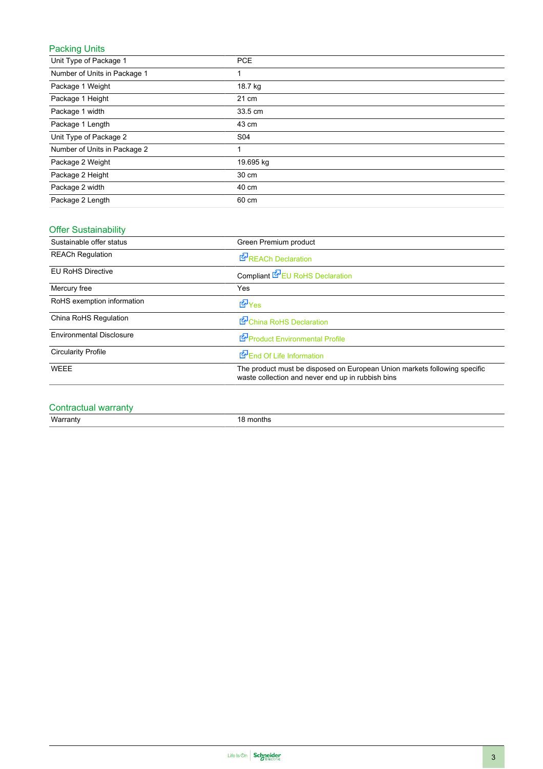## Packing Units

| | |
|---|---|
| Unit Type of Package 1 | PCE |
| Number of Units in Package 1 | 1 |
| Package 1 Weight | 18.7 kg |
| Package 1 Height | 21 cm |
| Package 1 width | 33.5 cm |
| Package 1 Length | 43 cm |
| Unit Type of Package 2 | S04 |
| Number of Units in Package 2 | 1 |
| Package 2 Weight | 19.695 kg |
| Package 2 Height | 30 cm |
| Package 2 width | 40 cm |
| Package 2 Length | 60 cm |

## Offer Sustainability

| | |
|---|---|
| Sustainable offer status | Green Premium product |
| REACh Regulation | REACh Declaration |
| EU RoHS Directive | Compliant EU RoHS Declaration |
| Mercury free | Yes |
| RoHS exemption information | Yes |
| China RoHS Regulation | China RoHS Declaration |
| Environmental Disclosure | Product Environmental Profile |
| Circularity Profile | End Of Life Information |
| WEEE | The product must be disposed on European Union markets following specific waste collection and never end up in rubbish bins |

## Contractual warranty

| | |
|---|---|
| Warranty | 18 months |